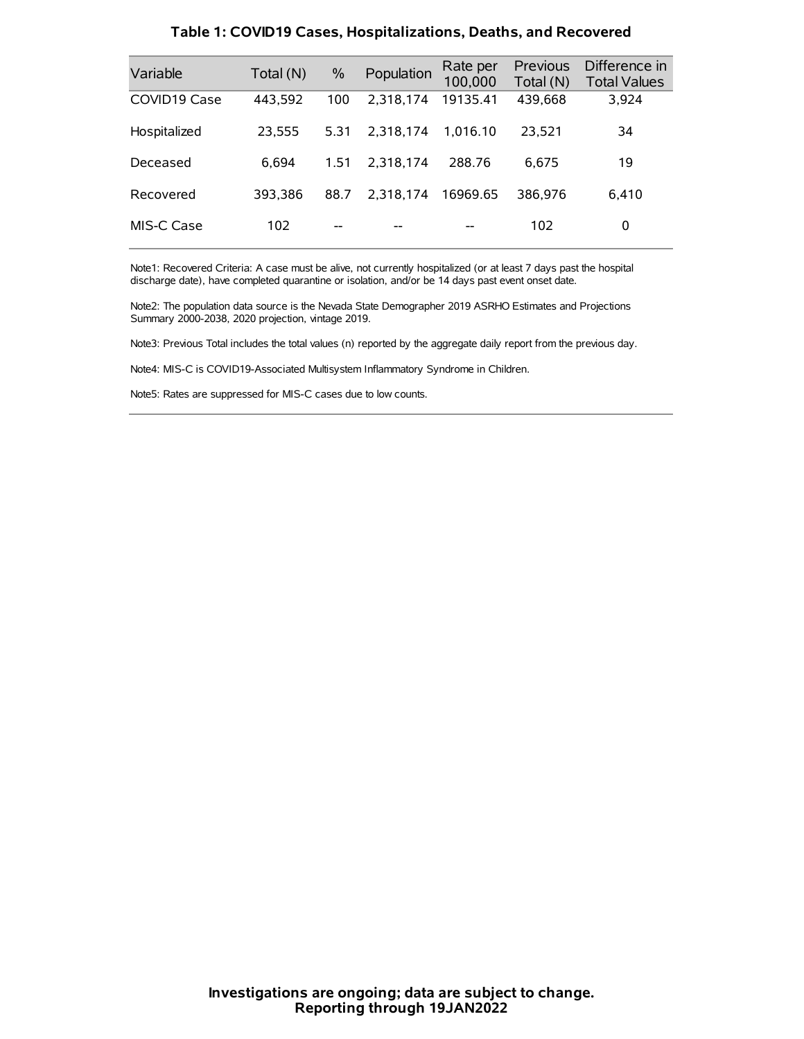### Table 1: COVID19 Cases, Hospitalizations, Deaths, and Recovered

| Variable | Total (N) | % | Population | Rate per 100,000 | Previous Total (N) | Difference in Total Values |
|---|---|---|---|---|---|---|
| COVID19 Case | 443,592 | 100 | 2,318,174 | 19135.41 | 439,668 | 3,924 |
| Hospitalized | 23,555 | 5.31 | 2,318,174 | 1,016.10 | 23,521 | 34 |
| Deceased | 6,694 | 1.51 | 2,318,174 | 288.76 | 6,675 | 19 |
| Recovered | 393,386 | 88.7 | 2,318,174 | 16969.65 | 386,976 | 6,410 |
| MIS-C Case | 102 | -- | -- | -- | 102 | 0 |

Note1: Recovered Criteria: A case must be alive, not currently hospitalized (or at least 7 days past the hospital discharge date), have completed quarantine or isolation, and/or be 14 days past event onset date.

Note2: The population data source is the Nevada State Demographer 2019 ASRHO Estimates and Projections Summary 2000-2038, 2020 projection, vintage 2019.

Note3: Previous Total includes the total values (n) reported by the aggregate daily report from the previous day.

Note4: MIS-C is COVID19-Associated Multisystem Inflammatory Syndrome in Children.

Note5: Rates are suppressed for MIS-C cases due to low counts.

**Investigations are ongoing; data are subject to change.**
**Reporting through 19JAN2022**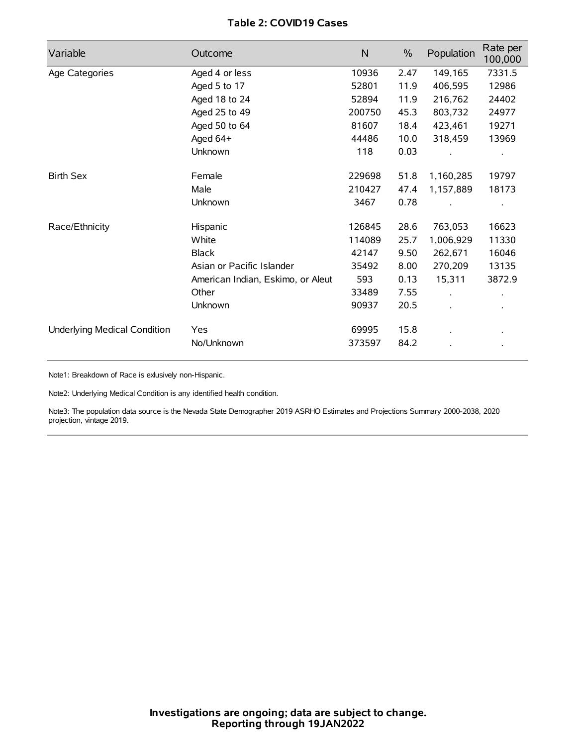**Table 2: COVID19 Cases**

| Variable | Outcome | N | % | Population | Rate per 100,000 |
|---|---|---|---|---|---|
| Age Categories | Aged 4 or less | 10936 | 2.47 | 149,165 | 7331.5 |
| | Aged 5 to 17 | 52801 | 11.9 | 406,595 | 12986 |
| | Aged 18 to 24 | 52894 | 11.9 | 216,762 | 24402 |
| | Aged 25 to 49 | 200750 | 45.3 | 803,732 | 24977 |
| | Aged 50 to 64 | 81607 | 18.4 | 423,461 | 19271 |
| | Aged 64+ | 44486 | 10.0 | 318,459 | 13969 |
| | Unknown | 118 | 0.03 | . | . |
| Birth Sex | Female | 229698 | 51.8 | 1,160,285 | 19797 |
| | Male | 210427 | 47.4 | 1,157,889 | 18173 |
| | Unknown | 3467 | 0.78 | . | . |
| Race/Ethnicity | Hispanic | 126845 | 28.6 | 763,053 | 16623 |
| | White | 114089 | 25.7 | 1,006,929 | 11330 |
| | Black | 42147 | 9.50 | 262,671 | 16046 |
| | Asian or Pacific Islander | 35492 | 8.00 | 270,209 | 13135 |
| | American Indian, Eskimo, or Aleut | 593 | 0.13 | 15,311 | 3872.9 |
| | Other | 33489 | 7.55 | . | . |
| | Unknown | 90937 | 20.5 | . | . |
| Underlying Medical Condition | Yes | 69995 | 15.8 | . | . |
| | No/Unknown | 373597 | 84.2 | . | . |

Note1: Breakdown of Race is exlusively non-Hispanic.

Note2: Underlying Medical Condition is any identified health condition.

Note3: The population data source is the Nevada State Demographer 2019 ASRHO Estimates and Projections Summary 2000-2038, 2020 projection, vintage 2019.

**Investigations are ongoing; data are subject to change.**
**Reporting through 19JAN2022**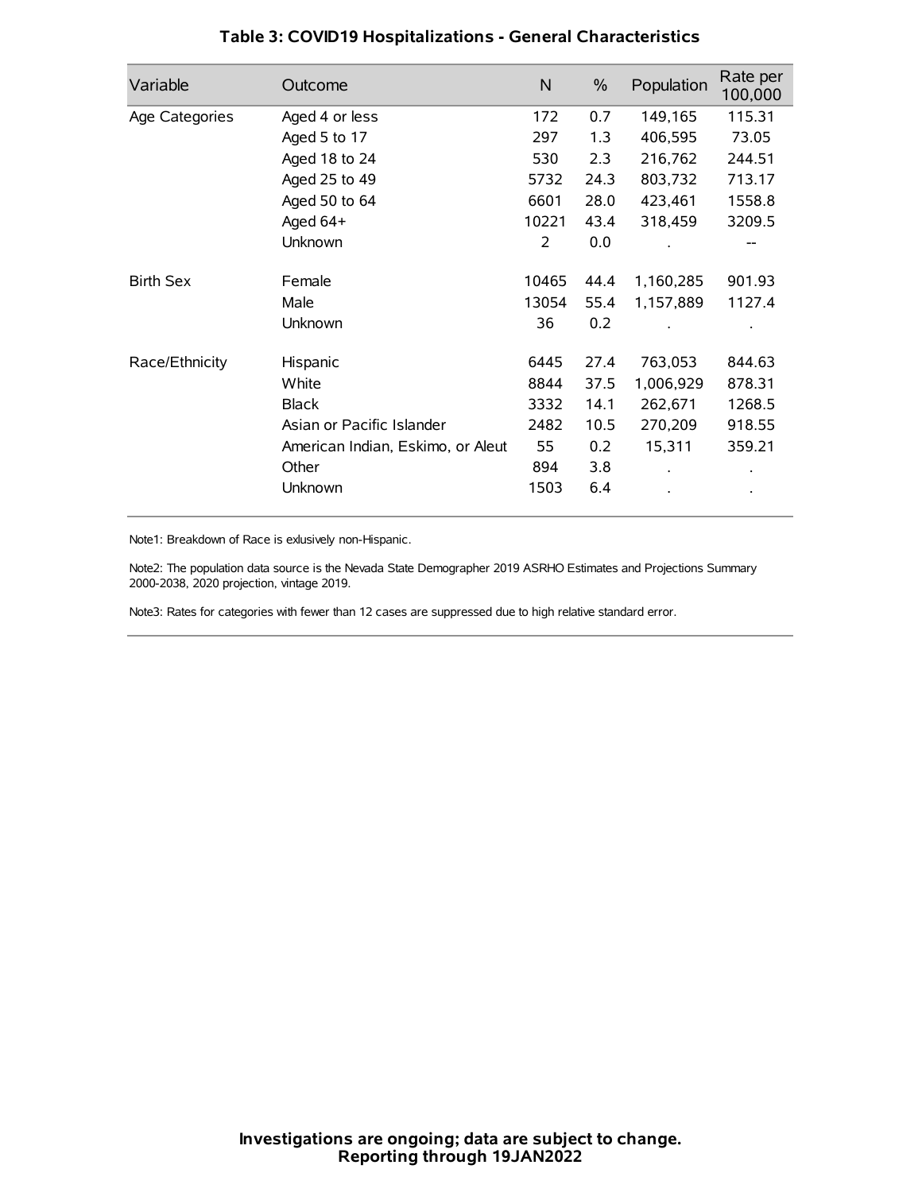## Table 3: COVID19 Hospitalizations - General Characteristics

| Variable | Outcome | N | % | Population | Rate per 100,000 |
|---|---|---|---|---|---|
| Age Categories | Aged 4 or less | 172 | 0.7 | 149,165 | 115.31 |
| | Aged 5 to 17 | 297 | 1.3 | 406,595 | 73.05 |
| | Aged 18 to 24 | 530 | 2.3 | 216,762 | 244.51 |
| | Aged 25 to 49 | 5732 | 24.3 | 803,732 | 713.17 |
| | Aged 50 to 64 | 6601 | 28.0 | 423,461 | 1558.8 |
| | Aged 64+ | 10221 | 43.4 | 318,459 | 3209.5 |
| | Unknown | 2 | 0.0 | . | -- |
| Birth Sex | Female | 10465 | 44.4 | 1,160,285 | 901.93 |
| | Male | 13054 | 55.4 | 1,157,889 | 1127.4 |
| | Unknown | 36 | 0.2 | . | . |
| Race/Ethnicity | Hispanic | 6445 | 27.4 | 763,053 | 844.63 |
| | White | 8844 | 37.5 | 1,006,929 | 878.31 |
| | Black | 3332 | 14.1 | 262,671 | 1268.5 |
| | Asian or Pacific Islander | 2482 | 10.5 | 270,209 | 918.55 |
| | American Indian, Eskimo, or Aleut | 55 | 0.2 | 15,311 | 359.21 |
| | Other | 894 | 3.8 | . | . |
| | Unknown | 1503 | 6.4 | . | . |

Note1: Breakdown of Race is exlusively non-Hispanic.

Note2: The population data source is the Nevada State Demographer 2019 ASRHO Estimates and Projections Summary 2000-2038, 2020 projection, vintage 2019.

Note3: Rates for categories with fewer than 12 cases are suppressed due to high relative standard error.

**Investigations are ongoing; data are subject to change.**
**Reporting through 19JAN2022**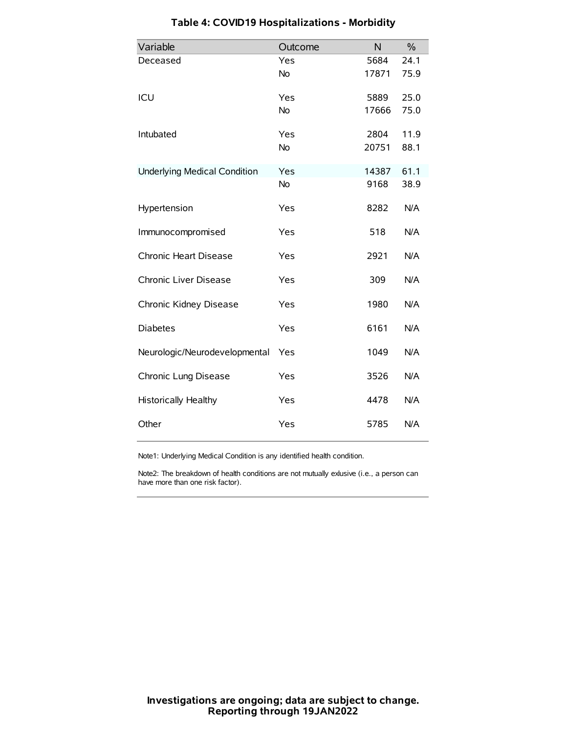### Table 4: COVID19 Hospitalizations - Morbidity

| Variable | Outcome | N | % |
|---|---|---|---|
| Deceased | Yes | 5684 | 24.1 |
| | No | 17871 | 75.9 |
| ICU | Yes | 5889 | 25.0 |
| | No | 17666 | 75.0 |
| Intubated | Yes | 2804 | 11.9 |
| | No | 20751 | 88.1 |
| Underlying Medical Condition | Yes | 14387 | 61.1 |
| | No | 9168 | 38.9 |
| Hypertension | Yes | 8282 | N/A |
| Immunocompromised | Yes | 518 | N/A |
| Chronic Heart Disease | Yes | 2921 | N/A |
| Chronic Liver Disease | Yes | 309 | N/A |
| Chronic Kidney Disease | Yes | 1980 | N/A |
| Diabetes | Yes | 6161 | N/A |
| Neurologic/Neurodevelopmental | Yes | 1049 | N/A |
| Chronic Lung Disease | Yes | 3526 | N/A |
| Historically Healthy | Yes | 4478 | N/A |
| Other | Yes | 5785 | N/A |

Note1: Underlying Medical Condition is any identified health condition.

Note2: The breakdown of health conditions are not mutually exlusive (i.e., a person can have more than one risk factor).

**Investigations are ongoing; data are subject to change.**
**Reporting through 19JAN2022**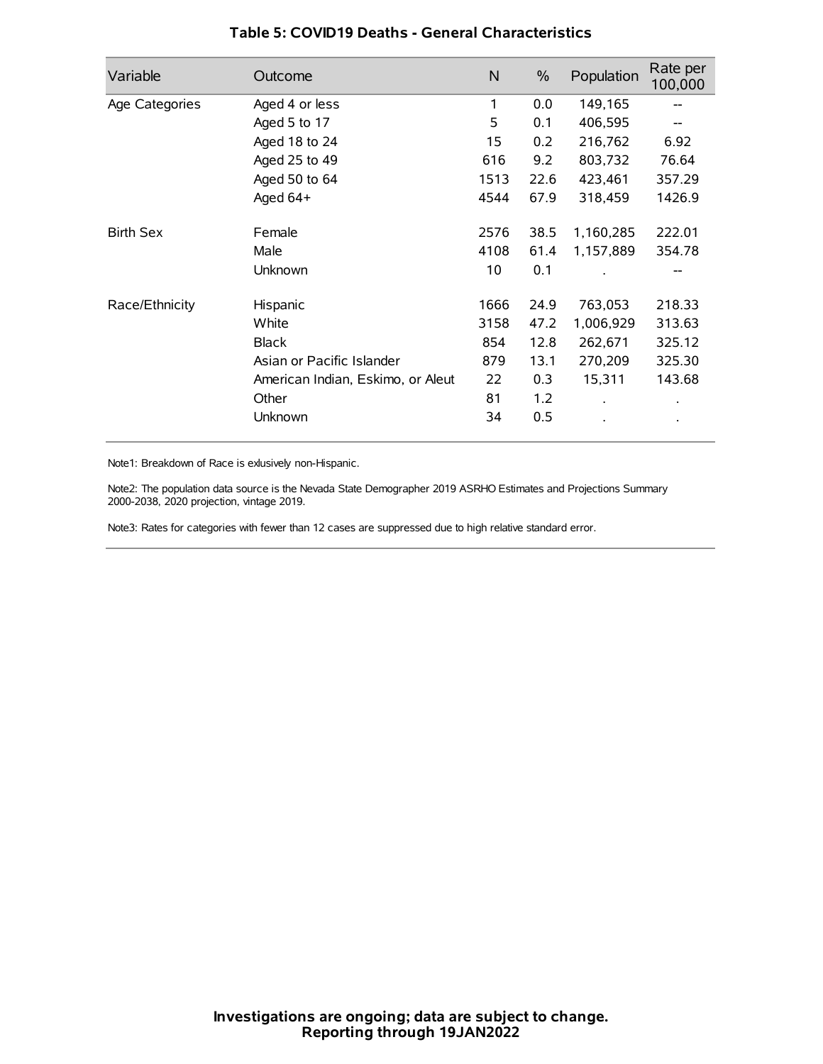**Table 5: COVID19 Deaths - General Characteristics**

| Variable | Outcome | N | % | Population | Rate per 100,000 |
|---|---|---|---|---|---|
| Age Categories | Aged 4 or less | 1 | 0.0 | 149,165 | -- |
| | Aged 5 to 17 | 5 | 0.1 | 406,595 | -- |
| | Aged 18 to 24 | 15 | 0.2 | 216,762 | 6.92 |
| | Aged 25 to 49 | 616 | 9.2 | 803,732 | 76.64 |
| | Aged 50 to 64 | 1513 | 22.6 | 423,461 | 357.29 |
| | Aged 64+ | 4544 | 67.9 | 318,459 | 1426.9 |
| Birth Sex | Female | 2576 | 38.5 | 1,160,285 | 222.01 |
| | Male | 4108 | 61.4 | 1,157,889 | 354.78 |
| | Unknown | 10 | 0.1 | . | -- |
| Race/Ethnicity | Hispanic | 1666 | 24.9 | 763,053 | 218.33 |
| | White | 3158 | 47.2 | 1,006,929 | 313.63 |
| | Black | 854 | 12.8 | 262,671 | 325.12 |
| | Asian or Pacific Islander | 879 | 13.1 | 270,209 | 325.30 |
| | American Indian, Eskimo, or Aleut | 22 | 0.3 | 15,311 | 143.68 |
| | Other | 81 | 1.2 | . | . |
| | Unknown | 34 | 0.5 | . | . |

Note1: Breakdown of Race is exlusively non-Hispanic.

Note2: The population data source is the Nevada State Demographer 2019 ASRHO Estimates and Projections Summary 2000-2038, 2020 projection, vintage 2019.

Note3: Rates for categories with fewer than 12 cases are suppressed due to high relative standard error.

**Investigations are ongoing; data are subject to change.**
**Reporting through 19JAN2022**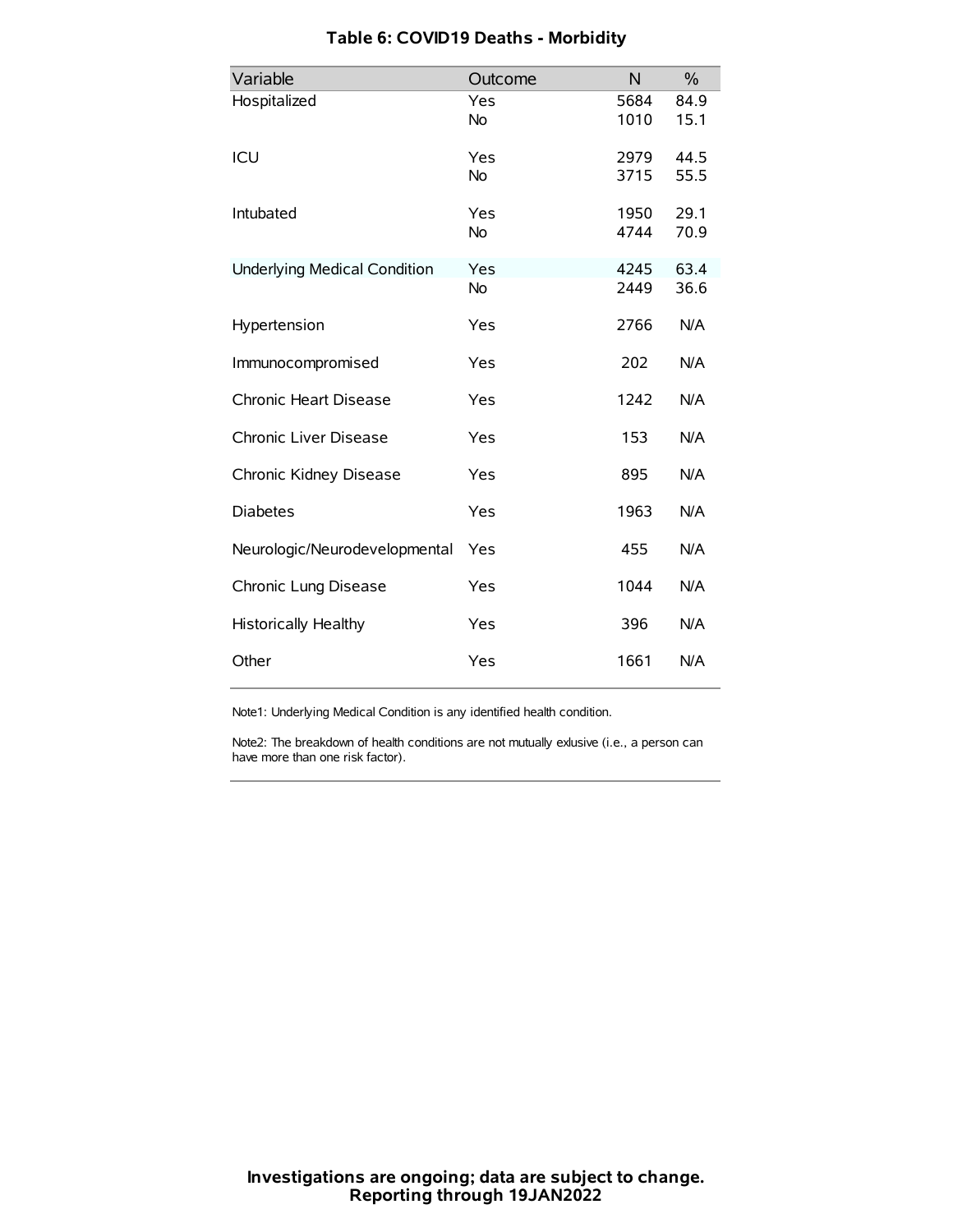# Table 6: COVID19 Deaths - Morbidity

| Variable | Outcome | N | % |
|---|---|---|---|
| Hospitalized | Yes | 5684 | 84.9 |
| | No | 1010 | 15.1 |
| ICU | Yes | 2979 | 44.5 |
| | No | 3715 | 55.5 |
| Intubated | Yes | 1950 | 29.1 |
| | No | 4744 | 70.9 |
| Underlying Medical Condition | Yes | 4245 | 63.4 |
| | No | 2449 | 36.6 |
| Hypertension | Yes | 2766 | N/A |
| Immunocompromised | Yes | 202 | N/A |
| Chronic Heart Disease | Yes | 1242 | N/A |
| Chronic Liver Disease | Yes | 153 | N/A |
| Chronic Kidney Disease | Yes | 895 | N/A |
| Diabetes | Yes | 1963 | N/A |
| Neurologic/Neurodevelopmental | Yes | 455 | N/A |
| Chronic Lung Disease | Yes | 1044 | N/A |
| Historically Healthy | Yes | 396 | N/A |
| Other | Yes | 1661 | N/A |

Note1: Underlying Medical Condition is any identified health condition.

Note2: The breakdown of health conditions are not mutually exlusive (i.e., a person can have more than one risk factor).

**Investigations are ongoing; data are subject to change.**
**Reporting through 19JAN2022**